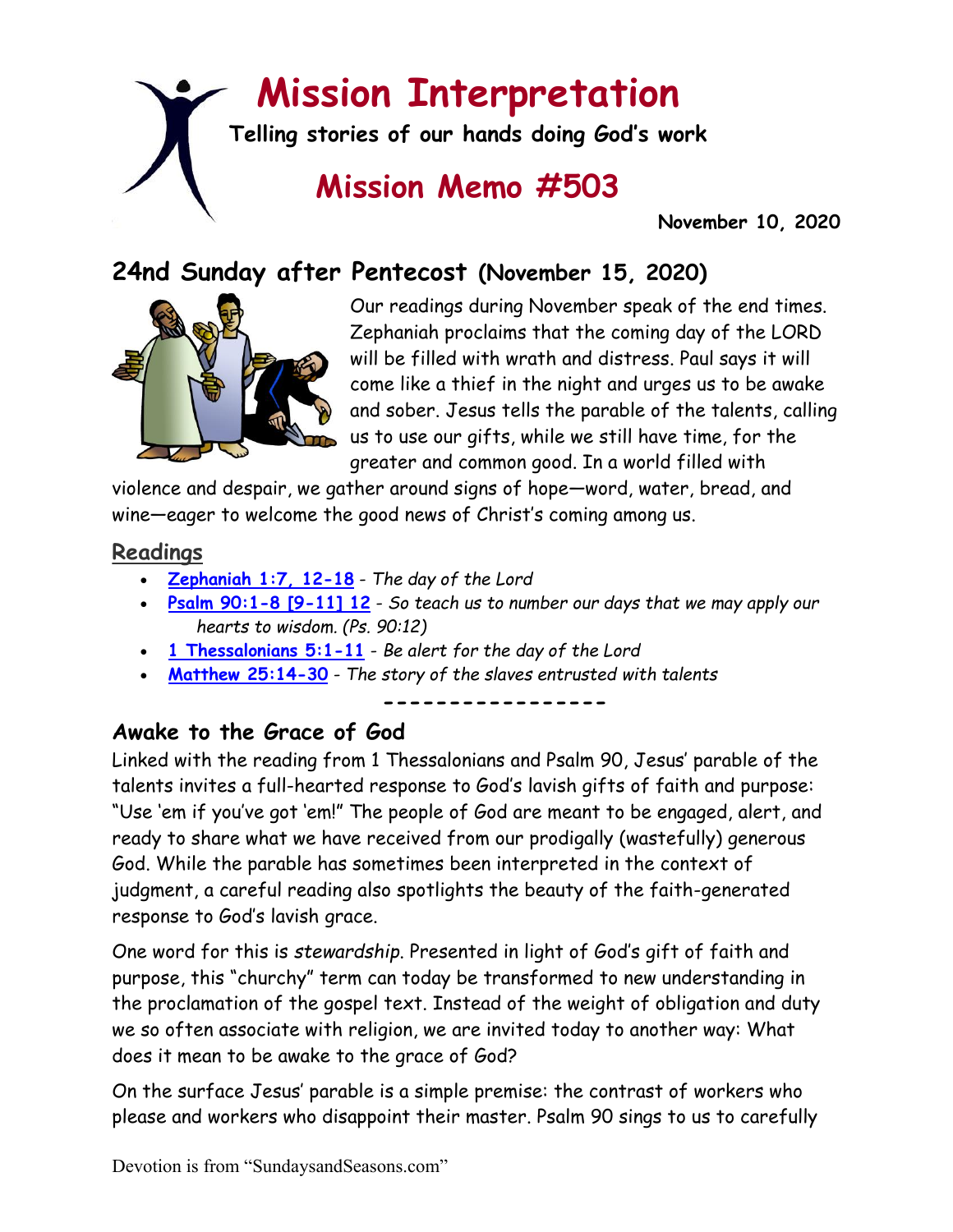# Mission Interpretation

**Telling stories of our hands doing God's work**

## Mission Memo #503

**November 10, 2020**

## 24nd Sunday after Pentecost (November 15, 2020)

Our readings during November speak of the end times. Zephaniah proclaims that the coming day of the LORD will be filled with wrath and distress. Paul says it will come like a thief in the night and urges us to be awake and sober. Jesus tells the parable of the talents, calling us to use our gifts, while we still have time, for the greater and common good. In a world filled with violence and despair, we gather around signs of hope—word, water, bread, and wine—eager to welcome the good news of Christ's coming among us.

### Readings

- **Zephaniah 1:7, 12-18** - *The day of the Lord*
- **Psalm 90:1-8 [9-11] 12** - *So teach us to number our days that we may apply our hearts to wisdom. (Ps. 90:12)*
- **1 Thessalonians 5:1-11** - *Be alert for the day of the Lord*
- **Matthew 25:14-30** - *The story of the slaves entrusted with talents*

-----------------

### Awake to the Grace of God

Linked with the reading from 1 Thessalonians and Psalm 90, Jesus' parable of the talents invites a full-hearted response to God's lavish gifts of faith and purpose: "Use 'em if you've got 'em!" The people of God are meant to be engaged, alert, and ready to share what we have received from our prodigally (wastefully) generous God. While the parable has sometimes been interpreted in the context of judgment, a careful reading also spotlights the beauty of the faith-generated response to God's lavish grace.

One word for this is *stewardship*. Presented in light of God's gift of faith and purpose, this "churchy" term can today be transformed to new understanding in the proclamation of the gospel text. Instead of the weight of obligation and duty we so often associate with religion, we are invited today to another way: What does it mean to be awake to the grace of God?

On the surface Jesus' parable is a simple premise: the contrast of workers who please and workers who disappoint their master. Psalm 90 sings to us to carefully

Devotion is from "SundaysandSeasons.com"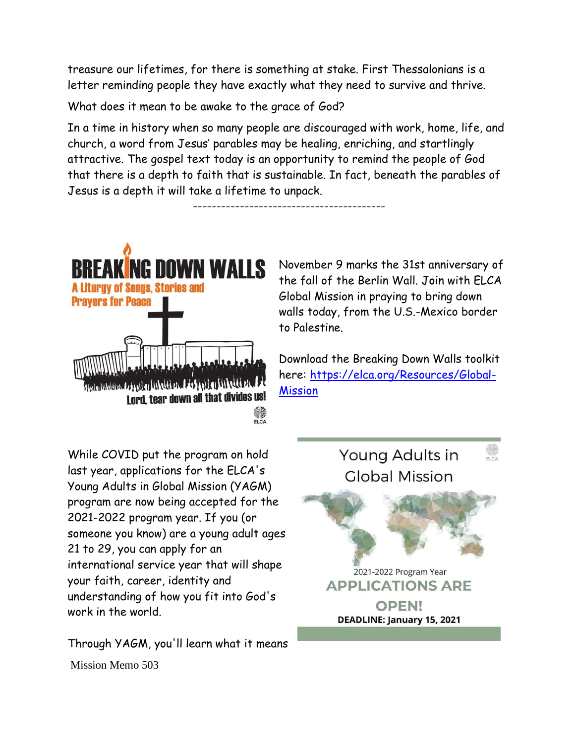treasure our lifetimes, for there is something at stake. First Thessalonians is a letter reminding people they have exactly what they need to survive and thrive.

What does it mean to be awake to the grace of God?

In a time in history when so many people are discouraged with work, home, life, and church, a word from Jesus' parables may be healing, enriching, and startlingly attractive. The gospel text today is an opportunity to remind the people of God that there is a depth to faith that is sustainable. In fact, beneath the parables of Jesus is a depth it will take a lifetime to unpack.

----------------------------------------

**BREAKING DOWN WALLS**
A Liturgy of Songs, Stories and Prayers for Peace
Lord, tear down all that divides us!
ELCA

November 9 marks the 31st anniversary of the fall of the Berlin Wall. Join with ELCA Global Mission in praying to bring down walls today, from the U.S.-Mexico border to Palestine.

Download the Breaking Down Walls toolkit here: [https://elca.org/Resources/Global-Mission](https://elca.org/Resources/Global-Mission)

While COVID put the program on hold last year, applications for the ELCA's Young Adults in Global Mission (YAGM) program are now being accepted for the 2021-2022 program year. If you (or someone you know) are a young adult ages 21 to 29, you can apply for an international service year that will shape your faith, career, identity and understanding of how you fit into God's work in the world.

Young Adults in Global Mission
ELCA
2021-2022 Program Year
**APPLICATIONS ARE OPEN!**
**DEADLINE: January 15, 2021**

Through YAGM, you'll learn what it means

Mission Memo 503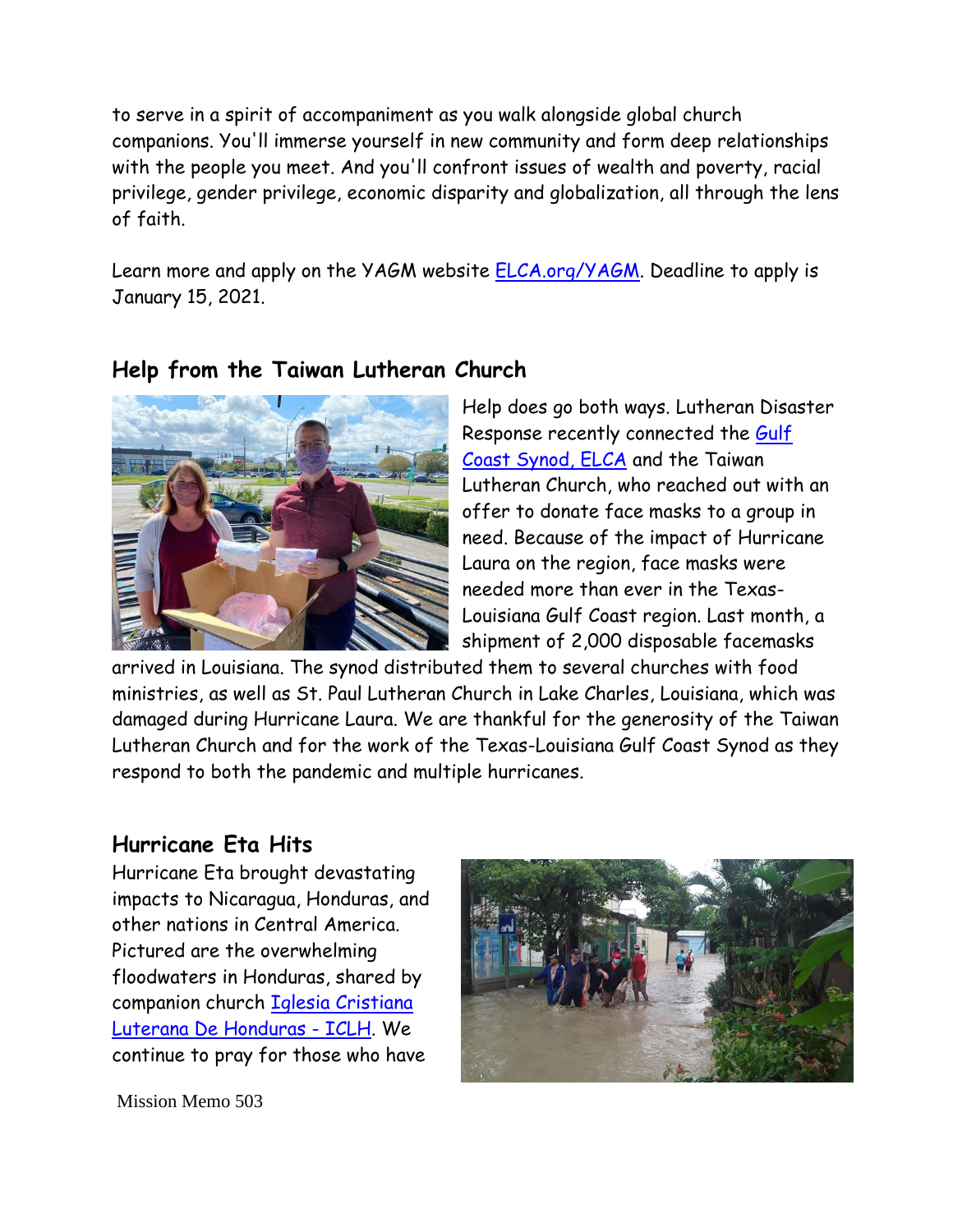to serve in a spirit of accompaniment as you walk alongside global church companions. You'll immerse yourself in new community and form deep relationships with the people you meet. And you'll confront issues of wealth and poverty, racial privilege, gender privilege, economic disparity and globalization, all through the lens of faith.

Learn more and apply on the YAGM website [ELCA.org/YAGM](ELCA.org/YAGM). Deadline to apply is January 15, 2021.

## Help from the Taiwan Lutheran Church

Help does go both ways. Lutheran Disaster Response recently connected the [Gulf Coast Synod, ELCA]() and the Taiwan Lutheran Church, who reached out with an offer to donate face masks to a group in need. Because of the impact of Hurricane Laura on the region, face masks were needed more than ever in the Texas-Louisiana Gulf Coast region. Last month, a shipment of 2,000 disposable facemasks arrived in Louisiana. The synod distributed them to several churches with food ministries, as well as St. Paul Lutheran Church in Lake Charles, Louisiana, which was damaged during Hurricane Laura. We are thankful for the generosity of the Taiwan Lutheran Church and for the work of the Texas-Louisiana Gulf Coast Synod as they respond to both the pandemic and multiple hurricanes.

## Hurricane Eta Hits

Hurricane Eta brought devastating impacts to Nicaragua, Honduras, and other nations in Central America. Pictured are the overwhelming floodwaters in Honduras, shared by companion church [Iglesia Cristiana Luterana De Honduras - ICLH](). We continue to pray for those who have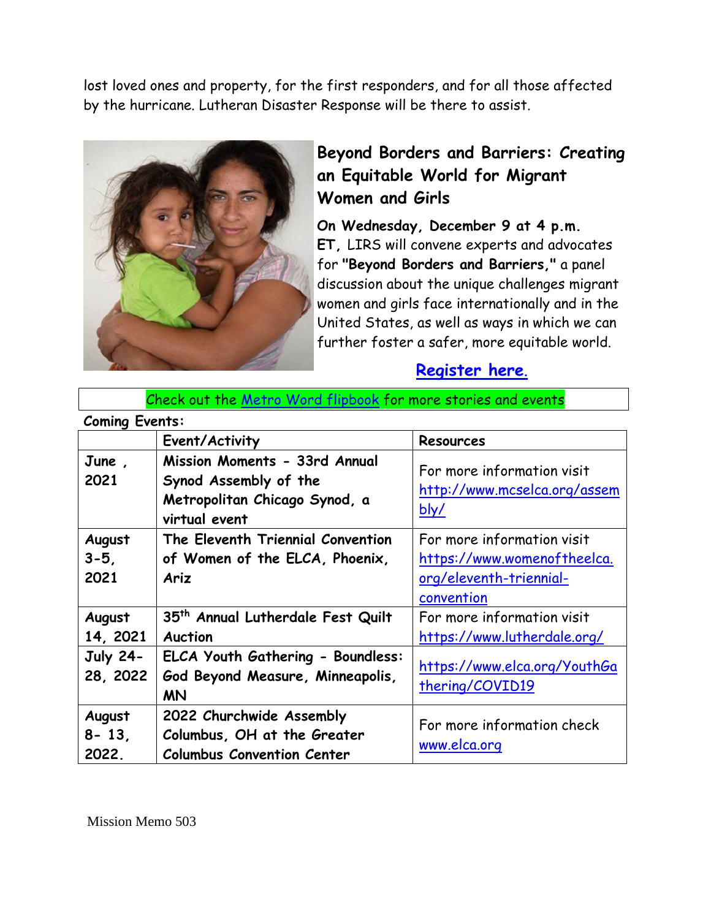lost loved ones and property, for the first responders, and for all those affected by the hurricane. Lutheran Disaster Response will be there to assist.

## Beyond Borders and Barriers: Creating an Equitable World for Migrant Women and Girls

**On Wednesday, December 9 at 4 p.m. ET,** LIRS will convene experts and advocates for **"Beyond Borders and Barriers,"** a panel discussion about the unique challenges migrant women and girls face internationally and in the United States, as well as ways in which we can further foster a safer, more equitable world.

**Register here.**

Check out the Metro Word flipbook for more stories and events

**Coming Events:**

| | Event/Activity | Resources |
|---|---|---|
| **June , 2021** | **Mission Moments - 33rd Annual Synod Assembly of the Metropolitan Chicago Synod, a virtual event** | For more information visit http://www.mcselca.org/assembly/ |
| **August 3-5, 2021** | **The Eleventh Triennial Convention of Women of the ELCA, Phoenix, Ariz** | For more information visit https://www.womenoftheelca.org/eleventh-triennial-convention |
| **August 14, 2021** | **35th Annual Lutherdale Fest Quilt Auction** | For more information visit https://www.lutherdale.org/ |
| **July 24-28, 2022** | **ELCA Youth Gathering - Boundless: God Beyond Measure, Minneapolis, MN** | https://www.elca.org/YouthGathering/COVID19 |
| **August 8- 13, 2022.** | **2022 Churchwide Assembly Columbus, OH at the Greater Columbus Convention Center** | For more information check www.elca.org |

Mission Memo 503